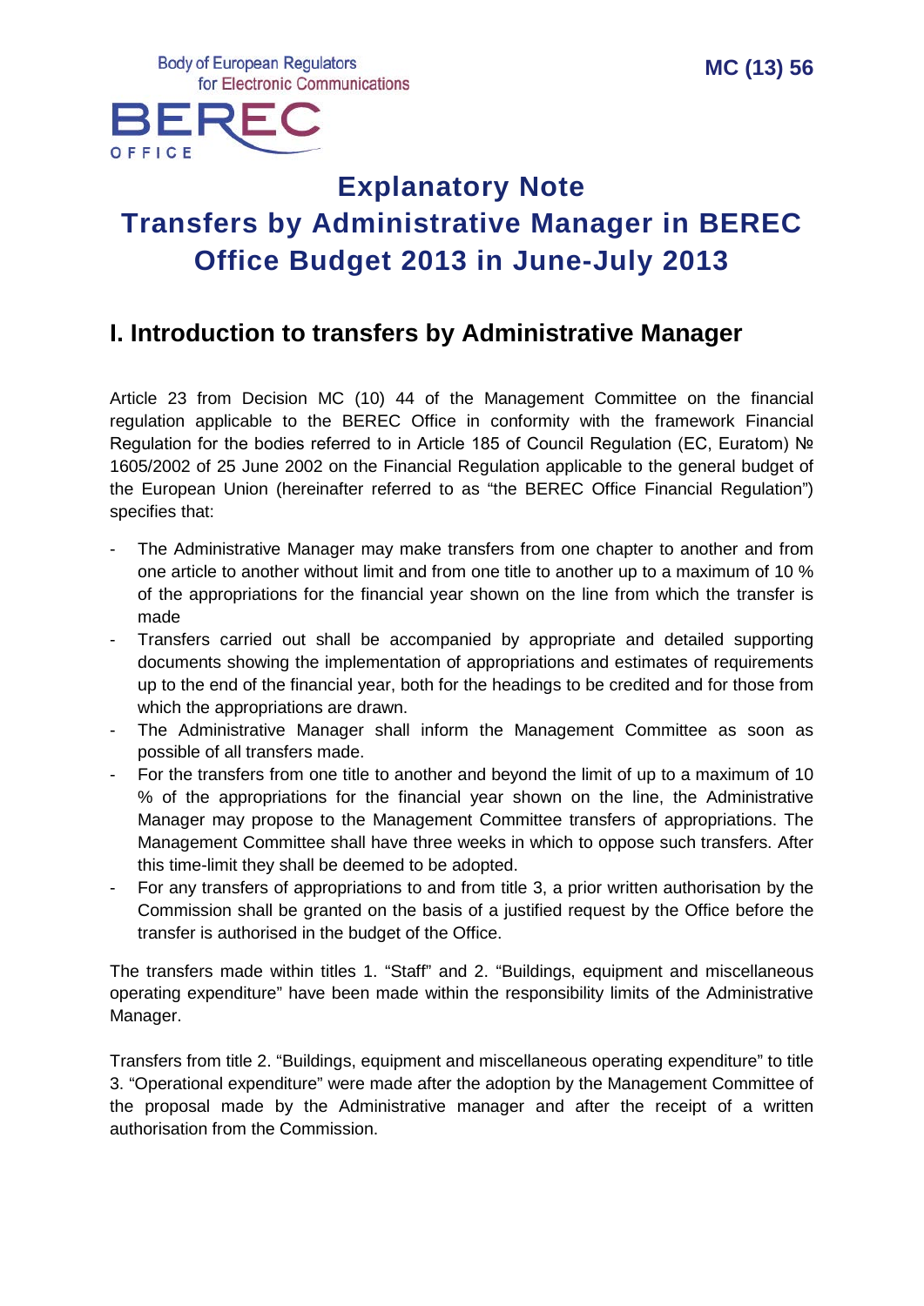MC (13) 56

# Explanatory Note
# Transfers by Administrative Manager in BEREC Office Budget 2013 in June-July 2013

## I. Introduction to transfers by Administrative Manager

Article 23 from Decision MC (10) 44 of the Management Committee on the financial regulation applicable to the BEREC Office in conformity with the framework Financial Regulation for the bodies referred to in Article 185 of Council Regulation (EC, Euratom) № 1605/2002 of 25 June 2002 on the Financial Regulation applicable to the general budget of the European Union (hereinafter referred to as “the BEREC Office Financial Regulation”) specifies that:

- The Administrative Manager may make transfers from one chapter to another and from one article to another without limit and from one title to another up to a maximum of 10 % of the appropriations for the financial year shown on the line from which the transfer is made
- Transfers carried out shall be accompanied by appropriate and detailed supporting documents showing the implementation of appropriations and estimates of requirements up to the end of the financial year, both for the headings to be credited and for those from which the appropriations are drawn.
- The Administrative Manager shall inform the Management Committee as soon as possible of all transfers made.
- For the transfers from one title to another and beyond the limit of up to a maximum of 10 % of the appropriations for the financial year shown on the line, the Administrative Manager may propose to the Management Committee transfers of appropriations. The Management Committee shall have three weeks in which to oppose such transfers. After this time-limit they shall be deemed to be adopted.
- For any transfers of appropriations to and from title 3, a prior written authorisation by the Commission shall be granted on the basis of a justified request by the Office before the transfer is authorised in the budget of the Office.

The transfers made within titles 1. “Staff” and 2. “Buildings, equipment and miscellaneous operating expenditure” have been made within the responsibility limits of the Administrative Manager.

Transfers from title 2. “Buildings, equipment and miscellaneous operating expenditure” to title 3. “Operational expenditure” were made after the adoption by the Management Committee of the proposal made by the Administrative manager and after the receipt of a written authorisation from the Commission.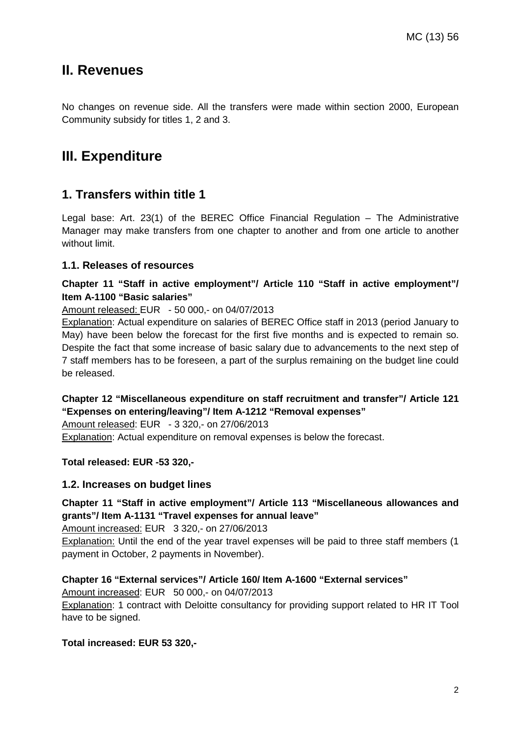# II. Revenues

No changes on revenue side. All the transfers were made within section 2000, European Community subsidy for titles 1, 2 and 3.

# III. Expenditure

## 1. Transfers within title 1

Legal base: Art. 23(1) of the BEREC Office Financial Regulation – The Administrative Manager may make transfers from one chapter to another and from one article to another without limit.

### 1.1. Releases of resources

**Chapter 11 "Staff in active employment"/ Article 110 "Staff in active employment"/ Item A-1100 "Basic salaries"**

Amount released: EUR - 50 000,- on 04/07/2013

Explanation: Actual expenditure on salaries of BEREC Office staff in 2013 (period January to May) have been below the forecast for the first five months and is expected to remain so. Despite the fact that some increase of basic salary due to advancements to the next step of 7 staff members has to be foreseen, a part of the surplus remaining on the budget line could be released.

**Chapter 12 "Miscellaneous expenditure on staff recruitment and transfer"/ Article 121 "Expenses on entering/leaving"/ Item A-1212 "Removal expenses"**

Amount released: EUR - 3 320,- on 27/06/2013

Explanation: Actual expenditure on removal expenses is below the forecast.

**Total released: EUR -53 320,-**

### 1.2. Increases on budget lines

**Chapter 11 "Staff in active employment"/ Article 113 "Miscellaneous allowances and grants"/ Item A-1131 "Travel expenses for annual leave"**

Amount increased: EUR 3 320,- on 27/06/2013

Explanation: Until the end of the year travel expenses will be paid to three staff members (1 payment in October, 2 payments in November).

**Chapter 16 "External services"/ Article 160/ Item A-1600 "External services"**

Amount increased: EUR 50 000,- on 04/07/2013

Explanation: 1 contract with Deloitte consultancy for providing support related to HR IT Tool have to be signed.

**Total increased: EUR 53 320,-**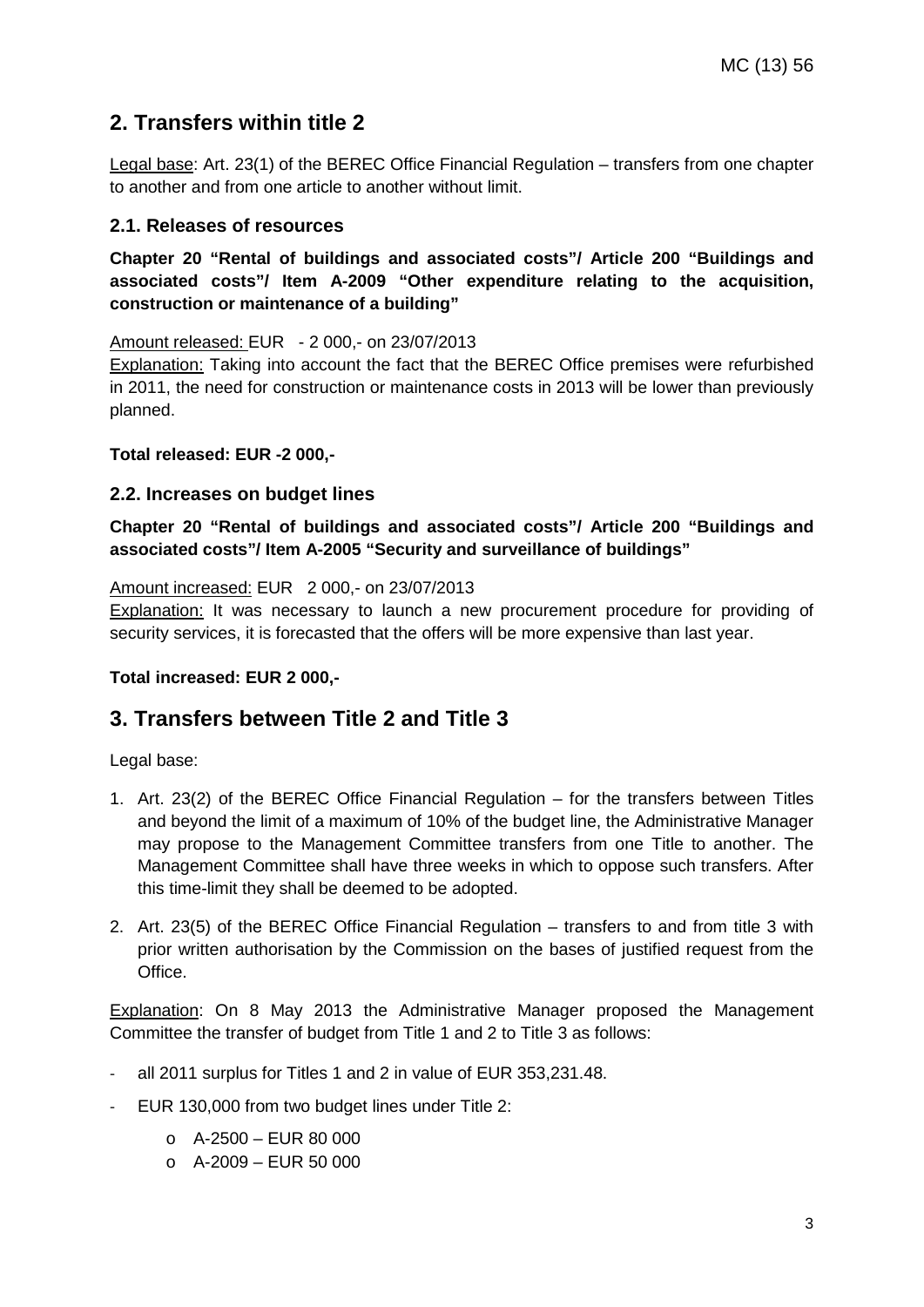## 2. Transfers within title 2

Legal base: Art. 23(1) of the BEREC Office Financial Regulation – transfers from one chapter to another and from one article to another without limit.

### 2.1. Releases of resources

**Chapter 20 "Rental of buildings and associated costs"/ Article 200 "Buildings and associated costs"/ Item A-2009 "Other expenditure relating to the acquisition, construction or maintenance of a building"**

Amount released: EUR - 2 000,- on 23/07/2013

Explanation: Taking into account the fact that the BEREC Office premises were refurbished in 2011, the need for construction or maintenance costs in 2013 will be lower than previously planned.

**Total released: EUR -2 000,-**

### 2.2. Increases on budget lines

**Chapter 20 "Rental of buildings and associated costs"/ Article 200 "Buildings and associated costs"/ Item A-2005 "Security and surveillance of buildings"**

Amount increased: EUR 2 000,- on 23/07/2013

Explanation: It was necessary to launch a new procurement procedure for providing of security services, it is forecasted that the offers will be more expensive than last year.

**Total increased: EUR 2 000,-**

## 3. Transfers between Title 2 and Title 3

Legal base:

1. Art. 23(2) of the BEREC Office Financial Regulation – for the transfers between Titles and beyond the limit of a maximum of 10% of the budget line, the Administrative Manager may propose to the Management Committee transfers from one Title to another. The Management Committee shall have three weeks in which to oppose such transfers. After this time-limit they shall be deemed to be adopted.
2. Art. 23(5) of the BEREC Office Financial Regulation – transfers to and from title 3 with prior written authorisation by the Commission on the bases of justified request from the Office.

Explanation: On 8 May 2013 the Administrative Manager proposed the Management Committee the transfer of budget from Title 1 and 2 to Title 3 as follows:

- all 2011 surplus for Titles 1 and 2 in value of EUR 353,231.48.
- EUR 130,000 from two budget lines under Title 2:
    - A-2500 – EUR 80 000
    - A-2009 – EUR 50 000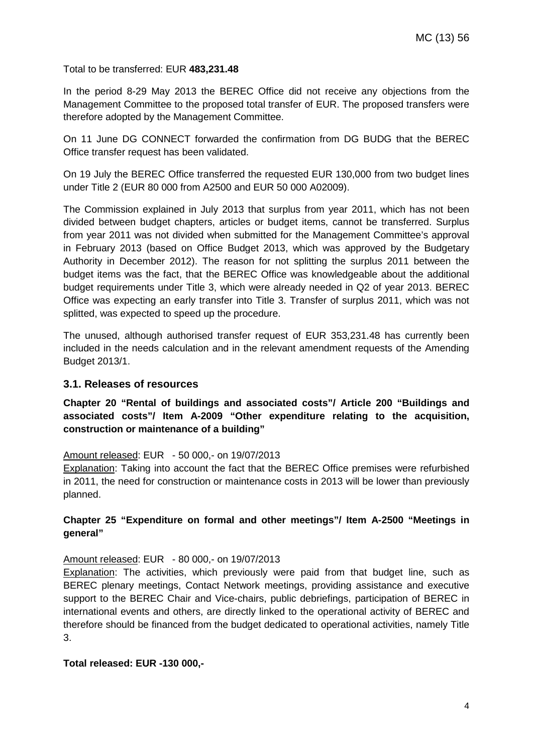Total to be transferred: EUR **483,231.48**

In the period 8-29 May 2013 the BEREC Office did not receive any objections from the Management Committee to the proposed total transfer of EUR. The proposed transfers were therefore adopted by the Management Committee.

On 11 June DG CONNECT forwarded the confirmation from DG BUDG that the BEREC Office transfer request has been validated.

On 19 July the BEREC Office transferred the requested EUR 130,000 from two budget lines under Title 2 (EUR 80 000 from A2500 and EUR 50 000 A02009).

The Commission explained in July 2013 that surplus from year 2011, which has not been divided between budget chapters, articles or budget items, cannot be transferred. Surplus from year 2011 was not divided when submitted for the Management Committee's approval in February 2013 (based on Office Budget 2013, which was approved by the Budgetary Authority in December 2012). The reason for not splitting the surplus 2011 between the budget items was the fact, that the BEREC Office was knowledgeable about the additional budget requirements under Title 3, which were already needed in Q2 of year 2013. BEREC Office was expecting an early transfer into Title 3. Transfer of surplus 2011, which was not splitted, was expected to speed up the procedure.

The unused, although authorised transfer request of EUR 353,231.48 has currently been included in the needs calculation and in the relevant amendment requests of the Amending Budget 2013/1.

### 3.1. Releases of resources

**Chapter 20 "Rental of buildings and associated costs"/ Article 200 "Buildings and associated costs"/ Item A-2009 "Other expenditure relating to the acquisition, construction or maintenance of a building"**

Amount released: EUR - 50 000,- on 19/07/2013

Explanation: Taking into account the fact that the BEREC Office premises were refurbished in 2011, the need for construction or maintenance costs in 2013 will be lower than previously planned.

**Chapter 25 "Expenditure on formal and other meetings"/ Item A-2500 "Meetings in general"**

Amount released: EUR - 80 000,- on 19/07/2013

Explanation: The activities, which previously were paid from that budget line, such as BEREC plenary meetings, Contact Network meetings, providing assistance and executive support to the BEREC Chair and Vice-chairs, public debriefings, participation of BEREC in international events and others, are directly linked to the operational activity of BEREC and therefore should be financed from the budget dedicated to operational activities, namely Title 3.

**Total released: EUR -130 000,-**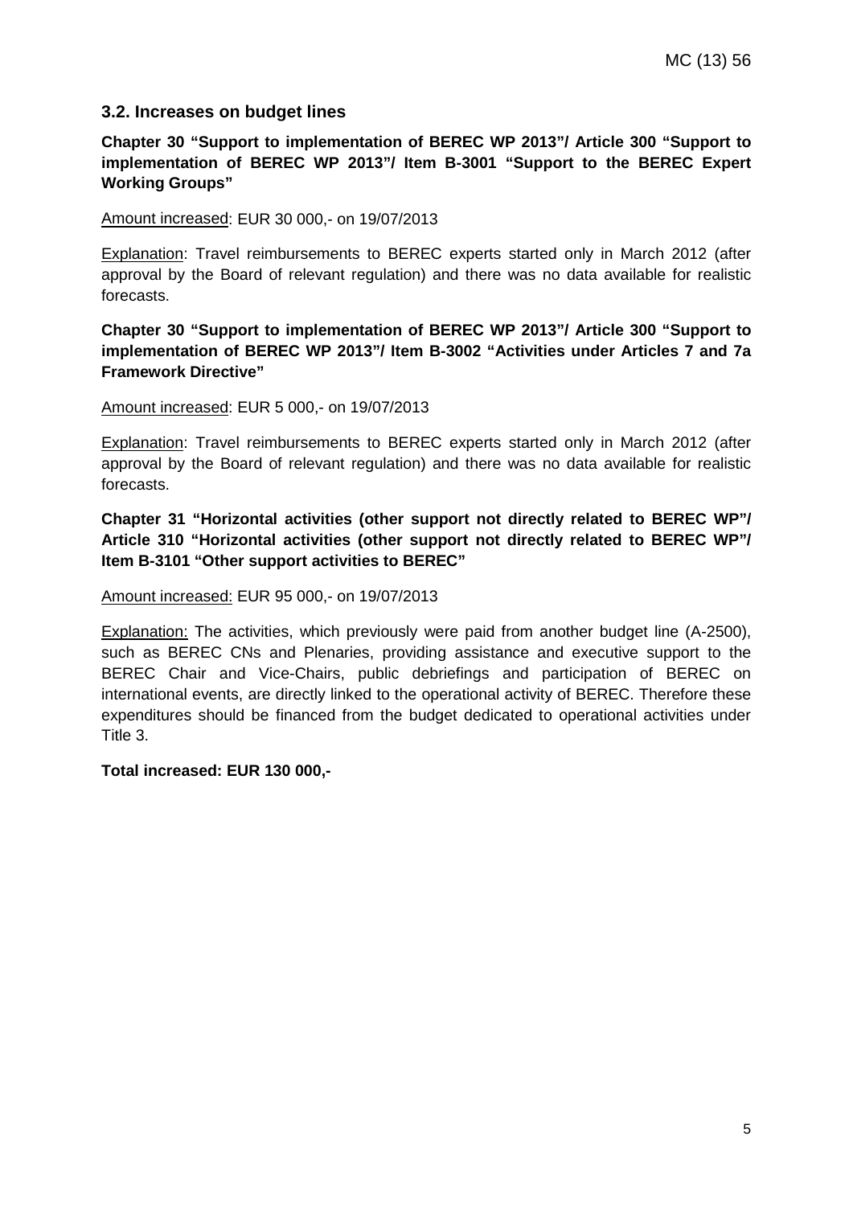### 3.2. Increases on budget lines

**Chapter 30 "Support to implementation of BEREC WP 2013"/ Article 300 "Support to implementation of BEREC WP 2013"/ Item B-3001 "Support to the BEREC Expert Working Groups"**

Amount increased: EUR 30 000,- on 19/07/2013

Explanation: Travel reimbursements to BEREC experts started only in March 2012 (after approval by the Board of relevant regulation) and there was no data available for realistic forecasts.

**Chapter 30 "Support to implementation of BEREC WP 2013"/ Article 300 "Support to implementation of BEREC WP 2013"/ Item B-3002 "Activities under Articles 7 and 7a Framework Directive"**

Amount increased: EUR 5 000,- on 19/07/2013

Explanation: Travel reimbursements to BEREC experts started only in March 2012 (after approval by the Board of relevant regulation) and there was no data available for realistic forecasts.

**Chapter 31 "Horizontal activities (other support not directly related to BEREC WP"/ Article 310 "Horizontal activities (other support not directly related to BEREC WP"/ Item B-3101 "Other support activities to BEREC"**

Amount increased: EUR 95 000,- on 19/07/2013

Explanation: The activities, which previously were paid from another budget line (A-2500), such as BEREC CNs and Plenaries, providing assistance and executive support to the BEREC Chair and Vice-Chairs, public debriefings and participation of BEREC on international events, are directly linked to the operational activity of BEREC. Therefore these expenditures should be financed from the budget dedicated to operational activities under Title 3.

**Total increased: EUR 130 000,-**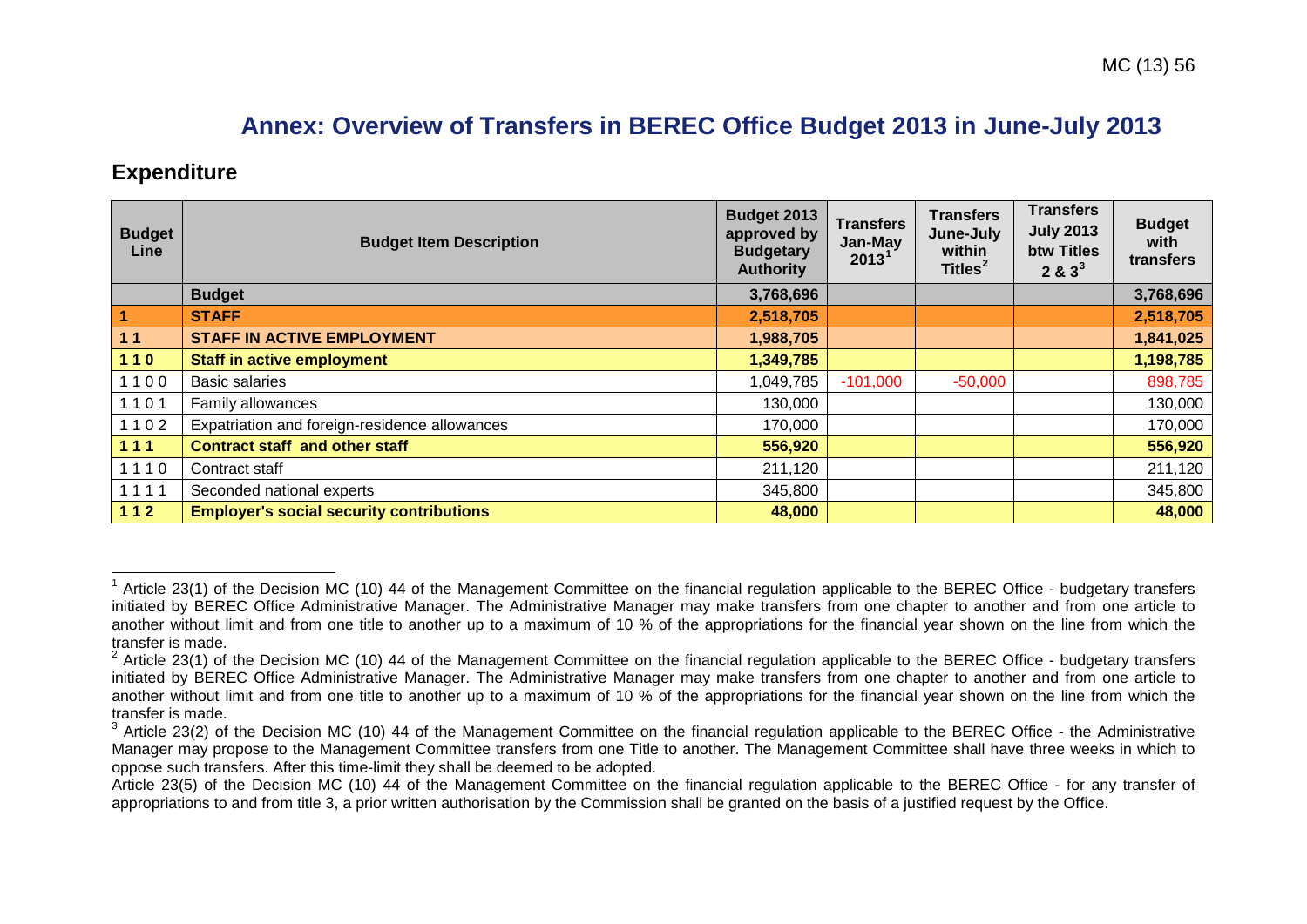# Annex: Overview of Transfers in BEREC Office Budget 2013 in June-July 2013

## Expenditure

| Budget Line | Budget Item Description | Budget 2013 approved by Budgetary Authority | Transfers Jan-May 2013[1] | Transfers June-July within Titles[2] | Transfers July 2013 btw Titles 2 & 3[3] | Budget with transfers |
|---|---|---|---|---|---|---|
| | **Budget** | **3,768,696** | | | | **3,768,696** |
| **1** | **STAFF** | **2,518,705** | | | | **2,518,705** |
| **1 1** | **STAFF IN ACTIVE EMPLOYMENT** | **1,988,705** | | | | **1,841,025** |
| **1 1 0** | **Staff in active employment** | **1,349,785** | | | | **1,198,785** |
| 1 1 0 0 | Basic salaries | 1,049,785 | -101,000 | -50,000 | | 898,785 |
| 1 1 0 1 | Family allowances | 130,000 | | | | 130,000 |
| 1 1 0 2 | Expatriation and foreign-residence allowances | 170,000 | | | | 170,000 |
| **1 1 1** | **Contract staff and other staff** | **556,920** | | | | **556,920** |
| 1 1 1 0 | Contract staff | 211,120 | | | | 211,120 |
| 1 1 1 1 | Seconded national experts | 345,800 | | | | 345,800 |
| **1 1 2** | **Employer's social security contributions** | **48,000** | | | | **48,000** |

[1] Article 23(1) of the Decision MC (10) 44 of the Management Committee on the financial regulation applicable to the BEREC Office - budgetary transfers initiated by BEREC Office Administrative Manager. The Administrative Manager may make transfers from one chapter to another and from one article to another without limit and from one title to another up to a maximum of 10 % of the appropriations for the financial year shown on the line from which the transfer is made.

[2] Article 23(1) of the Decision MC (10) 44 of the Management Committee on the financial regulation applicable to the BEREC Office - budgetary transfers initiated by BEREC Office Administrative Manager. The Administrative Manager may make transfers from one chapter to another and from one article to another without limit and from one title to another up to a maximum of 10 % of the appropriations for the financial year shown on the line from which the transfer is made.

[3] Article 23(2) of the Decision MC (10) 44 of the Management Committee on the financial regulation applicable to the BEREC Office - the Administrative Manager may propose to the Management Committee transfers from one Title to another. The Management Committee shall have three weeks in which to oppose such transfers. After this time-limit they shall be deemed to be adopted.

Article 23(5) of the Decision MC (10) 44 of the Management Committee on the financial regulation applicable to the BEREC Office - for any transfer of appropriations to and from title 3, a prior written authorisation by the Commission shall be granted on the basis of a justified request by the Office.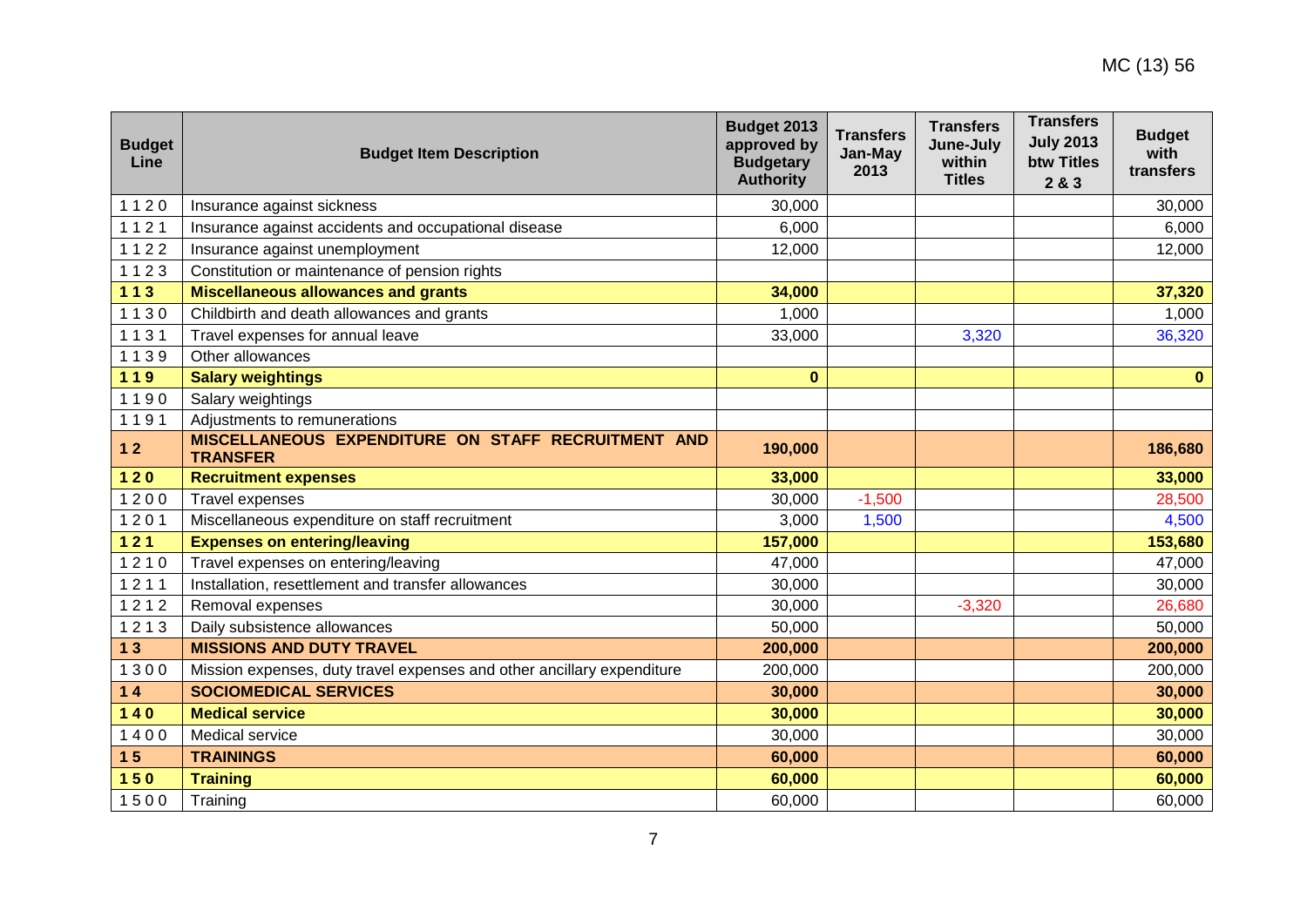| Budget Line | Budget Item Description | Budget 2013 approved by Budgetary Authority | Transfers Jan-May 2013 | Transfers June-July within Titles | Transfers July 2013 btw Titles 2 & 3 | Budget with transfers |
|---|---|---|---|---|---|---|
| 1 1 2 0 | Insurance against sickness | 30,000 | | | | 30,000 |
| 1 1 2 1 | Insurance against accidents and occupational disease | 6,000 | | | | 6,000 |
| 1 1 2 2 | Insurance against unemployment | 12,000 | | | | 12,000 |
| 1 1 2 3 | Constitution or maintenance of pension rights | | | | | |
| **1 1 3** | **Miscellaneous allowances and grants** | **34,000** | | | | **37,320** |
| 1 1 3 0 | Childbirth and death allowances and grants | 1,000 | | | | 1,000 |
| 1 1 3 1 | Travel expenses for annual leave | 33,000 | | 3,320 | | 36,320 |
| 1 1 3 9 | Other allowances | | | | | |
| **1 1 9** | **Salary weightings** | **0** | | | | **0** |
| 1 1 9 0 | Salary weightings | | | | | |
| 1 1 9 1 | Adjustments to remunerations | | | | | |
| **1 2** | **MISCELLANEOUS EXPENDITURE ON STAFF RECRUITMENT AND TRANSFER** | **190,000** | | | | **186,680** |
| **1 2 0** | **Recruitment expenses** | **33,000** | | | | **33,000** |
| 1 2 0 0 | Travel expenses | 30,000 | -1,500 | | | 28,500 |
| 1 2 0 1 | Miscellaneous expenditure on staff recruitment | 3,000 | 1,500 | | | 4,500 |
| **1 2 1** | **Expenses on entering/leaving** | **157,000** | | | | **153,680** |
| 1 2 1 0 | Travel expenses on entering/leaving | 47,000 | | | | 47,000 |
| 1 2 1 1 | Installation, resettlement and transfer allowances | 30,000 | | | | 30,000 |
| 1 2 1 2 | Removal expenses | 30,000 | | -3,320 | | 26,680 |
| 1 2 1 3 | Daily subsistence allowances | 50,000 | | | | 50,000 |
| **1 3** | **MISSIONS AND DUTY TRAVEL** | **200,000** | | | | **200,000** |
| 1 3 0 0 | Mission expenses, duty travel expenses and other ancillary expenditure | 200,000 | | | | 200,000 |
| **1 4** | **SOCIOMEDICAL SERVICES** | **30,000** | | | | **30,000** |
| **1 4 0** | **Medical service** | **30,000** | | | | **30,000** |
| 1 4 0 0 | Medical service | 30,000 | | | | 30,000 |
| **1 5** | **TRAININGS** | **60,000** | | | | **60,000** |
| **1 5 0** | **Training** | **60,000** | | | | **60,000** |
| 1 5 0 0 | Training | 60,000 | | | | 60,000 |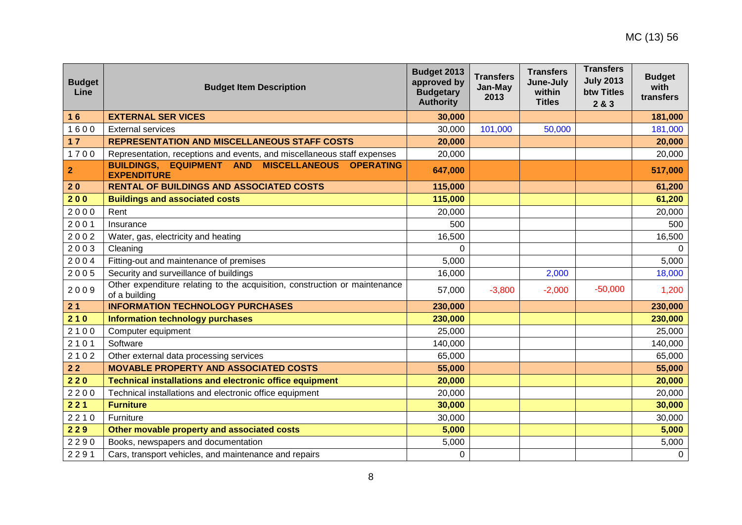MC (13) 56

| Budget Line | Budget Item Description | Budget 2013 approved by Budgetary Authority | Transfers Jan-May 2013 | Transfers June-July within Titles | Transfers July 2013 btw Titles 2 & 3 | Budget with transfers |
|---|---|---|---|---|---|---|
| **1 6** | **EXTERNAL SER VICES** | **30,000** | | | | **181,000** |
| 1 6 0 0 | External services | 30,000 | 101,000 | 50,000 | | 181,000 |
| **1 7** | **REPRESENTATION AND MISCELLANEOUS STAFF COSTS** | **20,000** | | | | **20,000** |
| 1 7 0 0 | Representation, receptions and events, and miscellaneous staff expenses | 20,000 | | | | 20,000 |
| **2** | **BUILDINGS, EQUIPMENT AND MISCELLANEOUS OPERATING EXPENDITURE** | **647,000** | | | | **517,000** |
| **2 0** | **RENTAL OF BUILDINGS AND ASSOCIATED COSTS** | **115,000** | | | | **61,200** |
| **2 0 0** | **Buildings and associated costs** | **115,000** | | | | **61,200** |
| 2 0 0 0 | Rent | 20,000 | | | | 20,000 |
| 2 0 0 1 | Insurance | 500 | | | | 500 |
| 2 0 0 2 | Water, gas, electricity and heating | 16,500 | | | | 16,500 |
| 2 0 0 3 | Cleaning | 0 | | | | 0 |
| 2 0 0 4 | Fitting-out and maintenance of premises | 5,000 | | | | 5,000 |
| 2 0 0 5 | Security and surveillance of buildings | 16,000 | | 2,000 | | 18,000 |
| 2 0 0 9 | Other expenditure relating to the acquisition, construction or maintenance of a building | 57,000 | -3,800 | -2,000 | -50,000 | 1,200 |
| **2 1** | **INFORMATION TECHNOLOGY PURCHASES** | **230,000** | | | | **230,000** |
| **2 1 0** | **Information technology purchases** | **230,000** | | | | **230,000** |
| 2 1 0 0 | Computer equipment | 25,000 | | | | 25,000 |
| 2 1 0 1 | Software | 140,000 | | | | 140,000 |
| 2 1 0 2 | Other external data processing services | 65,000 | | | | 65,000 |
| **2 2** | **MOVABLE PROPERTY AND ASSOCIATED COSTS** | **55,000** | | | | **55,000** |
| **2 2 0** | **Technical installations and electronic office equipment** | **20,000** | | | | **20,000** |
| 2 2 0 0 | Technical installations and electronic office equipment | 20,000 | | | | 20,000 |
| **2 2 1** | **Furniture** | **30,000** | | | | **30,000** |
| 2 2 1 0 | Furniture | 30,000 | | | | 30,000 |
| **2 2 9** | **Other movable property and associated costs** | **5,000** | | | | **5,000** |
| 2 2 9 0 | Books, newspapers and documentation | 5,000 | | | | 5,000 |
| 2 2 9 1 | Cars, transport vehicles, and maintenance and repairs | 0 | | | | 0 |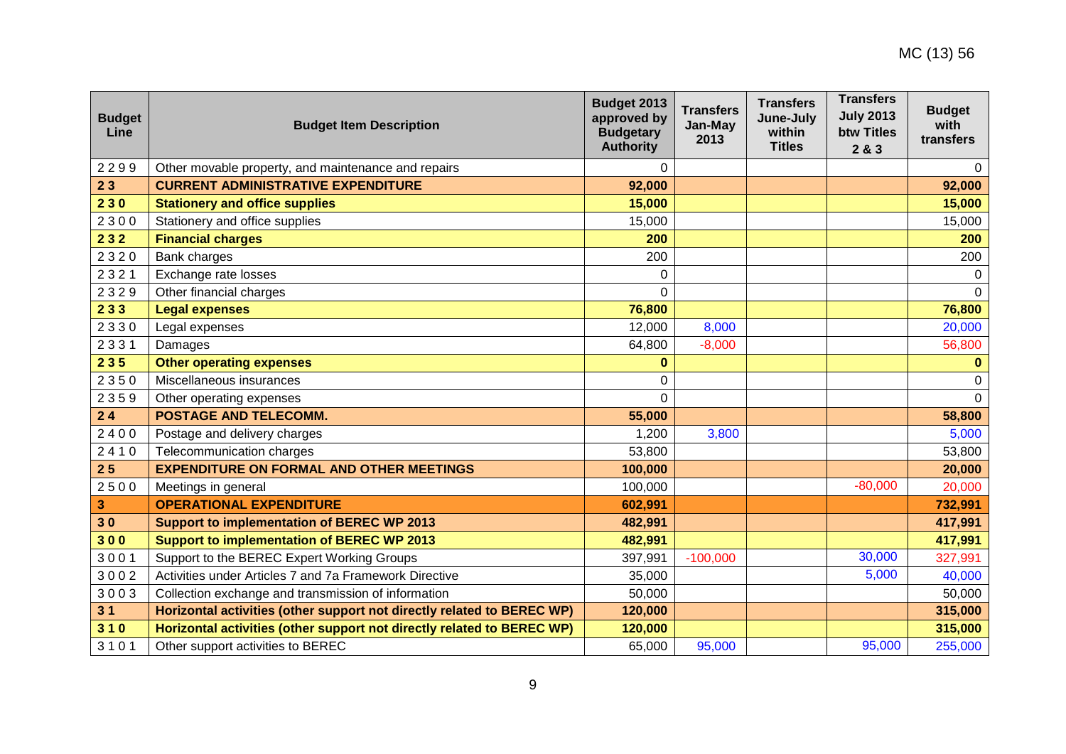| Budget Line | Budget Item Description | Budget 2013 approved by Budgetary Authority | Transfers Jan-May 2013 | Transfers June-July within Titles | Transfers July 2013 btw Titles 2 & 3 | Budget with transfers |
|---|---|---|---|---|---|---|
| 2299 | Other movable property, and maintenance and repairs | 0 | | | | 0 |
| **23** | **CURRENT ADMINISTRATIVE EXPENDITURE** | **92,000** | | | | **92,000** |
| **230** | **Stationery and office supplies** | **15,000** | | | | **15,000** |
| 2300 | Stationery and office supplies | 15,000 | | | | 15,000 |
| **232** | **Financial charges** | **200** | | | | **200** |
| 2320 | Bank charges | 200 | | | | 200 |
| 2321 | Exchange rate losses | 0 | | | | 0 |
| 2329 | Other financial charges | 0 | | | | 0 |
| **233** | **Legal expenses** | **76,800** | | | | **76,800** |
| 2330 | Legal expenses | 12,000 | 8,000 | | | 20,000 |
| 2331 | Damages | 64,800 | -8,000 | | | 56,800 |
| **235** | **Other operating expenses** | **0** | | | | **0** |
| 2350 | Miscellaneous insurances | 0 | | | | 0 |
| 2359 | Other operating expenses | 0 | | | | 0 |
| **24** | **POSTAGE AND TELECOMM.** | **55,000** | | | | **58,800** |
| 2400 | Postage and delivery charges | 1,200 | 3,800 | | | 5,000 |
| 2410 | Telecommunication charges | 53,800 | | | | 53,800 |
| **25** | **EXPENDITURE ON FORMAL AND OTHER MEETINGS** | **100,000** | | | | **20,000** |
| 2500 | Meetings in general | 100,000 | | | -80,000 | 20,000 |
| **3** | **OPERATIONAL EXPENDITURE** | **602,991** | | | | **732,991** |
| **30** | **Support to implementation of BEREC WP 2013** | **482,991** | | | | **417,991** |
| **300** | **Support to implementation of BEREC WP 2013** | **482,991** | | | | **417,991** |
| 3001 | Support to the BEREC Expert Working Groups | 397,991 | -100,000 | | 30,000 | 327,991 |
| 3002 | Activities under Articles 7 and 7a Framework Directive | 35,000 | | | 5,000 | 40,000 |
| 3003 | Collection exchange and transmission of information | 50,000 | | | | 50,000 |
| **31** | **Horizontal activities (other support not directly related to BEREC WP)** | **120,000** | | | | **315,000** |
| **310** | **Horizontal activities (other support not directly related to BEREC WP)** | **120,000** | | | | **315,000** |
| 3101 | Other support activities to BEREC | 65,000 | 95,000 | | 95,000 | 255,000 |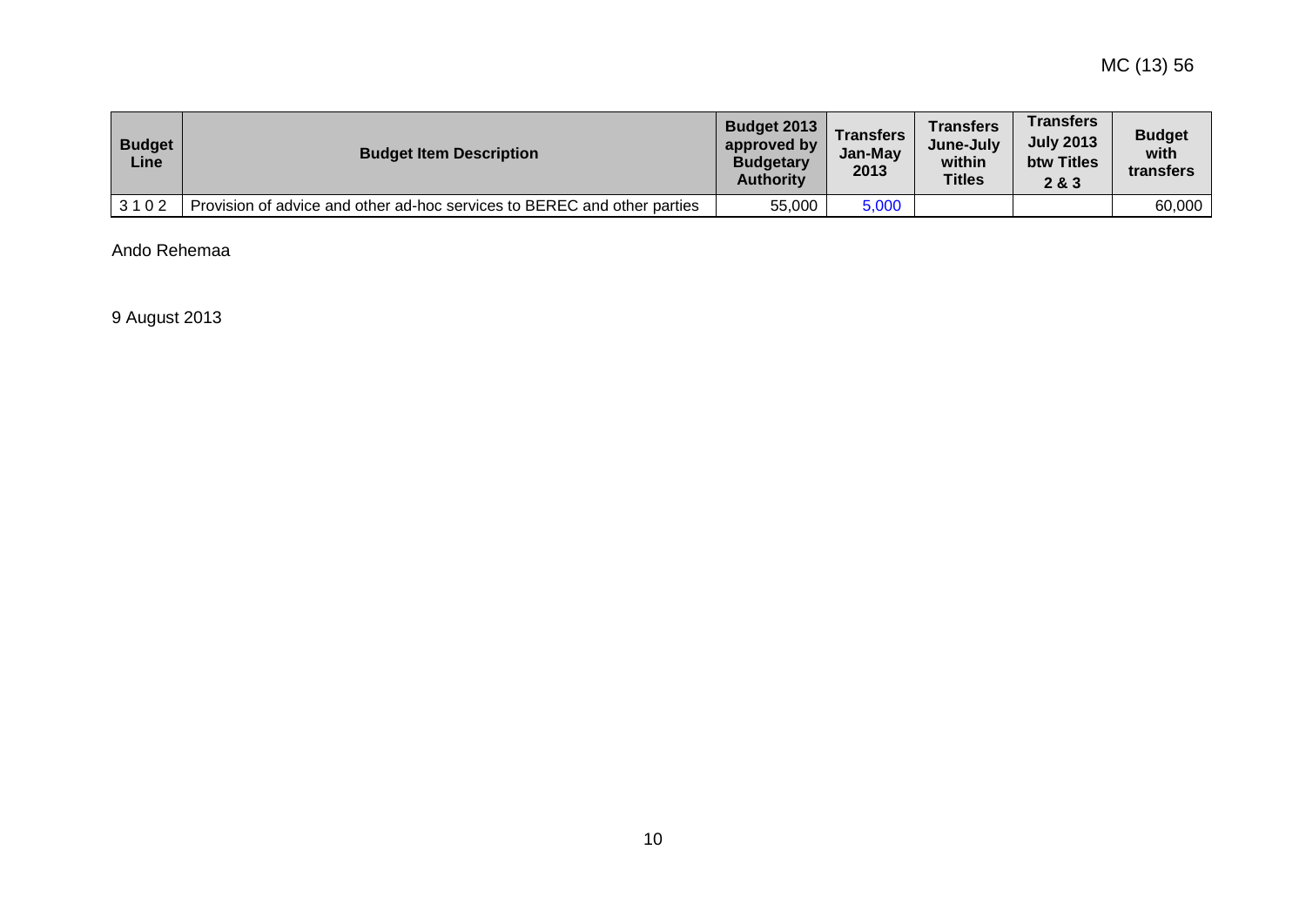| Budget Line | Budget Item Description | Budget 2013 approved by Budgetary Authority | Transfers Jan-May 2013 | Transfers June-July within Titles | Transfers July 2013 btw Titles 2 & 3 | Budget with transfers |
|---|---|---|---|---|---|---|
| 3 1 0 2 | Provision of advice and other ad-hoc services to BEREC and other parties | 55,000 | 5,000 | | | 60,000 |

Ando Rehemaa

9 August 2013